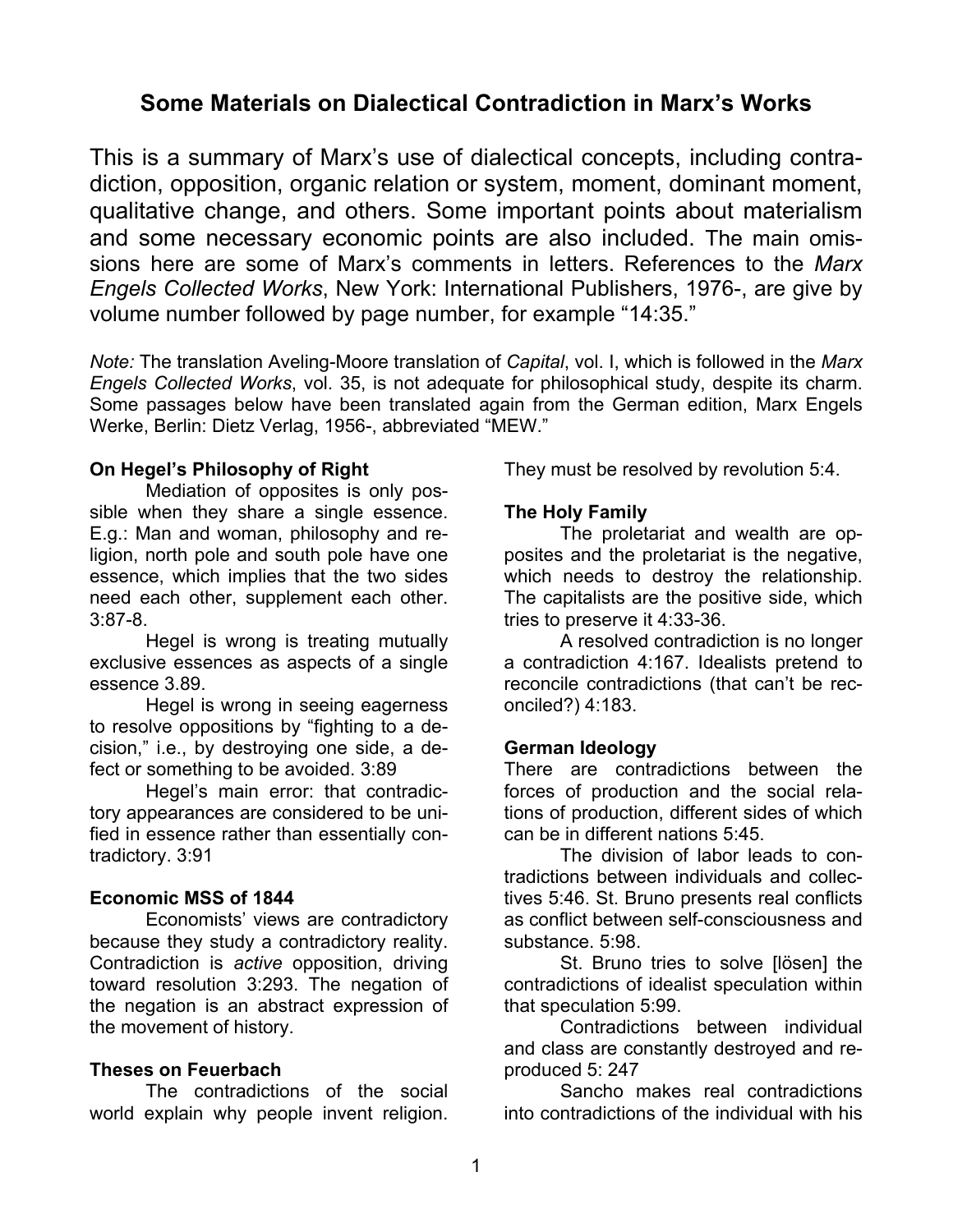# Some Materials on Dialectical Contradiction in Marx's Works

This is a summary of Marx's use of dialectical concepts, including contradiction, opposition, organic relation or system, moment, dominant moment, qualitative change, and others. Some important points about materialism and some necessary economic points are also included. The main omissions here are some of Marx's comments in letters. References to the *Marx Engels Collected Works*, New York: International Publishers, 1976-, are give by volume number followed by page number, for example "14:35."

*Note:* The translation Aveling-Moore translation of *Capital*, vol. I, which is followed in the *Marx Engels Collected Works*, vol. 35, is not adequate for philosophical study, despite its charm. Some passages below have been translated again from the German edition, Marx Engels Werke, Berlin: Dietz Verlag, 1956-, abbreviated "MEW."

**On Hegel's Philosophy of Right**

Mediation of opposites is only possible when they share a single essence. E.g.: Man and woman, philosophy and religion, north pole and south pole have one essence, which implies that the two sides need each other, supplement each other. 3:87-8.

Hegel is wrong is treating mutually exclusive essences as aspects of a single essence 3.89.

Hegel is wrong in seeing eagerness to resolve oppositions by "fighting to a decision," i.e., by destroying one side, a defect or something to be avoided. 3:89

Hegel's main error: that contradictory appearances are considered to be unified in essence rather than essentially contradictory. 3:91

**Economic MSS of 1844**

Economists' views are contradictory because they study a contradictory reality. Contradiction is *active* opposition, driving toward resolution 3:293. The negation of the negation is an abstract expression of the movement of history.

**Theses on Feuerbach**

The contradictions of the social world explain why people invent religion. They must be resolved by revolution 5:4.

**The Holy Family**

The proletariat and wealth are opposites and the proletariat is the negative, which needs to destroy the relationship. The capitalists are the positive side, which tries to preserve it 4:33-36.

A resolved contradiction is no longer a contradiction 4:167. Idealists pretend to reconcile contradictions (that can't be reconciled?) 4:183.

**German Ideology**

There are contradictions between the forces of production and the social relations of production, different sides of which can be in different nations 5:45.

The division of labor leads to contradictions between individuals and collectives 5:46. St. Bruno presents real conflicts as conflict between self-consciousness and substance. 5:98.

St. Bruno tries to solve [lösen] the contradictions of idealist speculation within that speculation 5:99.

Contradictions between individual and class are constantly destroyed and reproduced 5: 247

Sancho makes real contradictions into contradictions of the individual with his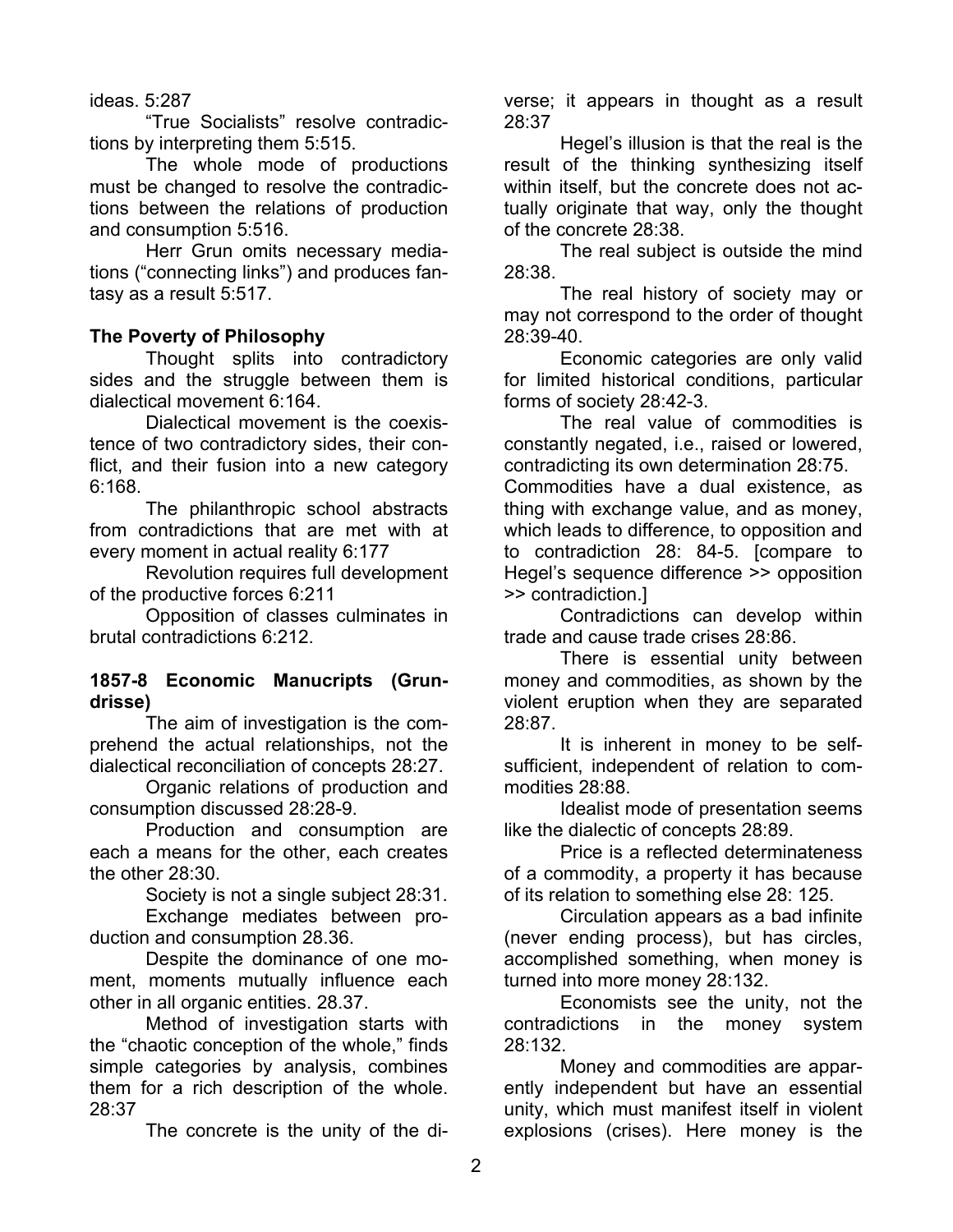ideas. 5:287

"True Socialists" resolve contradictions by interpreting them 5:515.

The whole mode of productions must be changed to resolve the contradictions between the relations of production and consumption 5:516.

Herr Grun omits necessary mediations ("connecting links") and produces fantasy as a result 5:517.

**The Poverty of Philosophy**

Thought splits into contradictory sides and the struggle between them is dialectical movement 6:164.

Dialectical movement is the coexistence of two contradictory sides, their conflict, and their fusion into a new category 6:168.

The philanthropic school abstracts from contradictions that are met with at every moment in actual reality 6:177

Revolution requires full development of the productive forces 6:211

Opposition of classes culminates in brutal contradictions 6:212.

**1857-8 Economic Manucripts (Grundrisse)**

The aim of investigation is the comprehend the actual relationships, not the dialectical reconciliation of concepts 28:27.

Organic relations of production and consumption discussed 28:28-9.

Production and consumption are each a means for the other, each creates the other 28:30.

Society is not a single subject 28:31.

Exchange mediates between production and consumption 28.36.

Despite the dominance of one moment, moments mutually influence each other in all organic entities. 28.37.

Method of investigation starts with the "chaotic conception of the whole," finds simple categories by analysis, combines them for a rich description of the whole. 28:37

The concrete is the unity of the diverse; it appears in thought as a result 28:37

Hegel's illusion is that the real is the result of the thinking synthesizing itself within itself, but the concrete does not actually originate that way, only the thought of the concrete 28:38.

The real subject is outside the mind 28:38.

The real history of society may or may not correspond to the order of thought 28:39-40.

Economic categories are only valid for limited historical conditions, particular forms of society 28:42-3.

The real value of commodities is constantly negated, i.e., raised or lowered, contradicting its own determination 28:75.

Commodities have a dual existence, as thing with exchange value, and as money, which leads to difference, to opposition and to contradiction 28: 84-5. [compare to Hegel's sequence difference >> opposition >> contradiction.]

Contradictions can develop within trade and cause trade crises 28:86.

There is essential unity between money and commodities, as shown by the violent eruption when they are separated 28:87.

It is inherent in money to be self-sufficient, independent of relation to commodities 28:88.

Idealist mode of presentation seems like the dialectic of concepts 28:89.

Price is a reflected determinateness of a commodity, a property it has because of its relation to something else 28: 125.

Circulation appears as a bad infinite (never ending process), but has circles, accomplished something, when money is turned into more money 28:132.

Economists see the unity, not the contradictions in the money system 28:132.

Money and commodities are apparently independent but have an essential unity, which must manifest itself in violent explosions (crises). Here money is the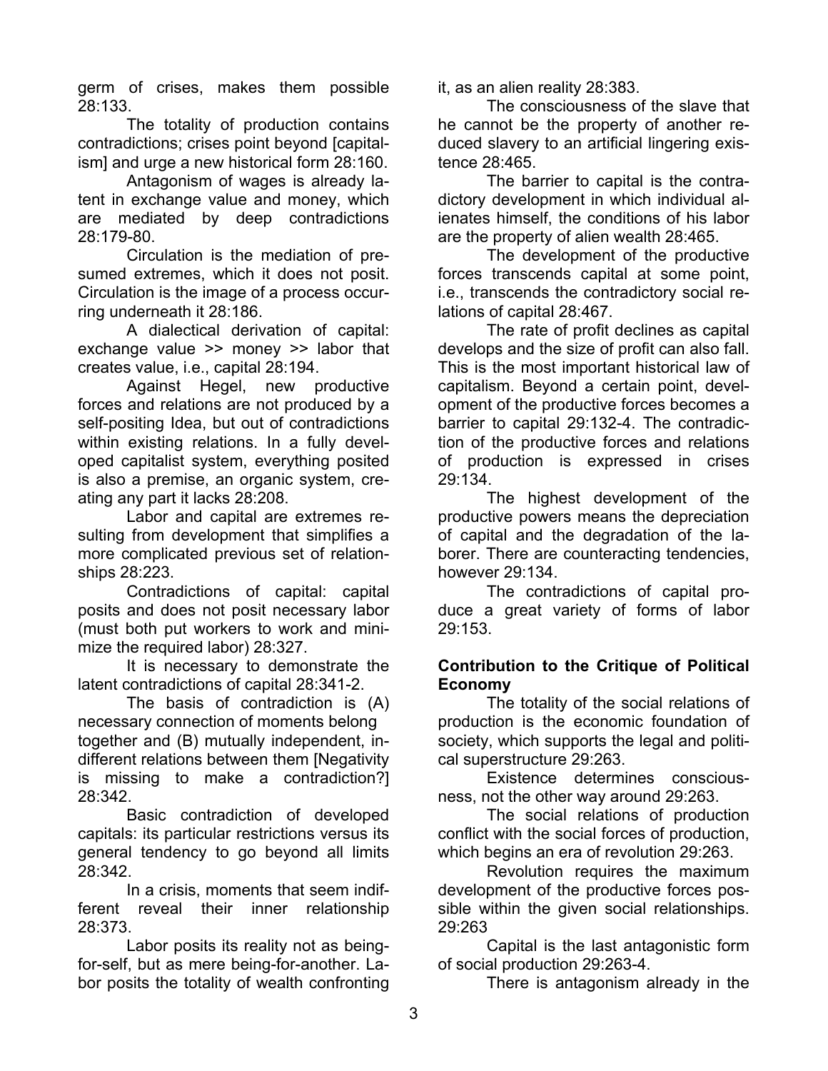germ of crises, makes them possible 28:133.

The totality of production contains contradictions; crises point beyond [capitalism] and urge a new historical form 28:160.

Antagonism of wages is already latent in exchange value and money, which are mediated by deep contradictions 28:179-80.

Circulation is the mediation of presumed extremes, which it does not posit. Circulation is the image of a process occurring underneath it 28:186.

A dialectical derivation of capital: exchange value >> money >> labor that creates value, i.e., capital 28:194.

Against Hegel, new productive forces and relations are not produced by a self-positing Idea, but out of contradictions within existing relations. In a fully developed capitalist system, everything posited is also a premise, an organic system, creating any part it lacks 28:208.

Labor and capital are extremes resulting from development that simplifies a more complicated previous set of relationships 28:223.

Contradictions of capital: capital posits and does not posit necessary labor (must both put workers to work and minimize the required labor) 28:327.

It is necessary to demonstrate the latent contradictions of capital 28:341-2.

The basis of contradiction is (A) necessary connection of moments belong together and (B) mutually independent, indifferent relations between them [Negativity is missing to make a contradiction?] 28:342.

Basic contradiction of developed capitals: its particular restrictions versus its general tendency to go beyond all limits 28:342.

In a crisis, moments that seem indifferent reveal their inner relationship 28:373.

Labor posits its reality not as being-for-self, but as mere being-for-another. Labor posits the totality of wealth confronting it, as an alien reality 28:383.

The consciousness of the slave that he cannot be the property of another reduced slavery to an artificial lingering existence 28:465.

The barrier to capital is the contradictory development in which individual alienates himself, the conditions of his labor are the property of alien wealth 28:465.

The development of the productive forces transcends capital at some point, i.e., transcends the contradictory social relations of capital 28:467.

The rate of profit declines as capital develops and the size of profit can also fall. This is the most important historical law of capitalism. Beyond a certain point, development of the productive forces becomes a barrier to capital 29:132-4. The contradiction of the productive forces and relations of production is expressed in crises 29:134.

The highest development of the productive powers means the depreciation of capital and the degradation of the laborer. There are counteracting tendencies, however 29:134.

The contradictions of capital produce a great variety of forms of labor 29:153.

**Contribution to the Critique of Political Economy**

The totality of the social relations of production is the economic foundation of society, which supports the legal and political superstructure 29:263.

Existence determines consciousness, not the other way around 29:263.

The social relations of production conflict with the social forces of production, which begins an era of revolution 29:263.

Revolution requires the maximum development of the productive forces possible within the given social relationships. 29:263

Capital is the last antagonistic form of social production 29:263-4.

There is antagonism already in the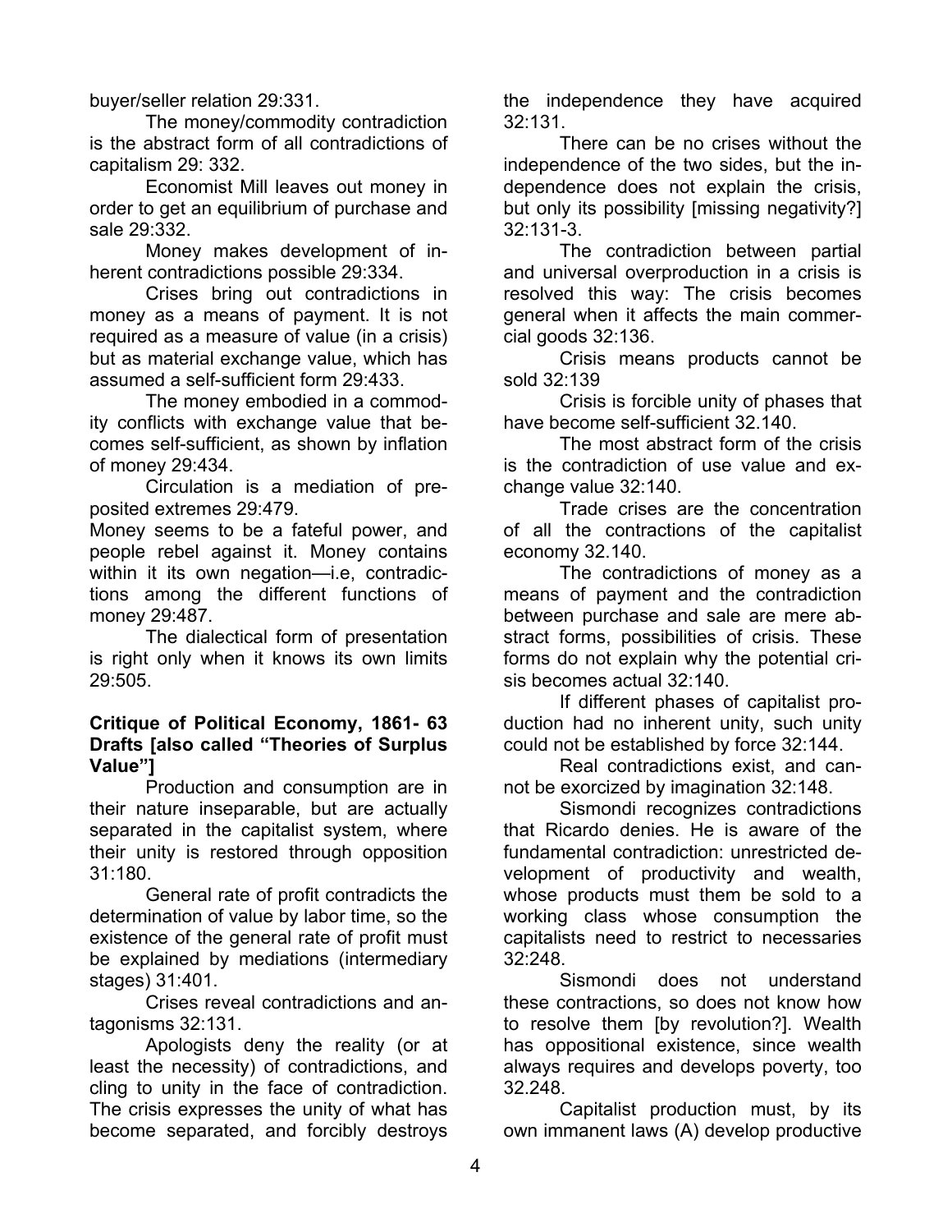buyer/seller relation 29:331.

The money/commodity contradiction is the abstract form of all contradictions of capitalism 29: 332.

Economist Mill leaves out money in order to get an equilibrium of purchase and sale 29:332.

Money makes development of inherent contradictions possible 29:334.

Crises bring out contradictions in money as a means of payment. It is not required as a measure of value (in a crisis) but as material exchange value, which has assumed a self-sufficient form 29:433.

The money embodied in a commodity conflicts with exchange value that becomes self-sufficient, as shown by inflation of money 29:434.

Circulation is a mediation of preposited extremes 29:479.

Money seems to be a fateful power, and people rebel against it. Money contains within it its own negation—i.e, contradictions among the different functions of money 29:487.

The dialectical form of presentation is right only when it knows its own limits 29:505.

**Critique of Political Economy, 1861- 63 Drafts [also called "Theories of Surplus Value"]**

Production and consumption are in their nature inseparable, but are actually separated in the capitalist system, where their unity is restored through opposition 31:180.

General rate of profit contradicts the determination of value by labor time, so the existence of the general rate of profit must be explained by mediations (intermediary stages) 31:401.

Crises reveal contradictions and antagonisms 32:131.

Apologists deny the reality (or at least the necessity) of contradictions, and cling to unity in the face of contradiction. The crisis expresses the unity of what has become separated, and forcibly destroys the independence they have acquired 32:131.

There can be no crises without the independence of the two sides, but the independence does not explain the crisis, but only its possibility [missing negativity?] 32:131-3.

The contradiction between partial and universal overproduction in a crisis is resolved this way: The crisis becomes general when it affects the main commercial goods 32:136.

Crisis means products cannot be sold 32:139

Crisis is forcible unity of phases that have become self-sufficient 32.140.

The most abstract form of the crisis is the contradiction of use value and exchange value 32:140.

Trade crises are the concentration of all the contractions of the capitalist economy 32.140.

The contradictions of money as a means of payment and the contradiction between purchase and sale are mere abstract forms, possibilities of crisis. These forms do not explain why the potential crisis becomes actual 32:140.

If different phases of capitalist production had no inherent unity, such unity could not be established by force 32:144.

Real contradictions exist, and cannot be exorcized by imagination 32:148.

Sismondi recognizes contradictions that Ricardo denies. He is aware of the fundamental contradiction: unrestricted development of productivity and wealth, whose products must them be sold to a working class whose consumption the capitalists need to restrict to necessaries 32:248.

Sismondi does not understand these contractions, so does not know how to resolve them [by revolution?]. Wealth has oppositional existence, since wealth always requires and develops poverty, too 32.248.

Capitalist production must, by its own immanent laws (A) develop productive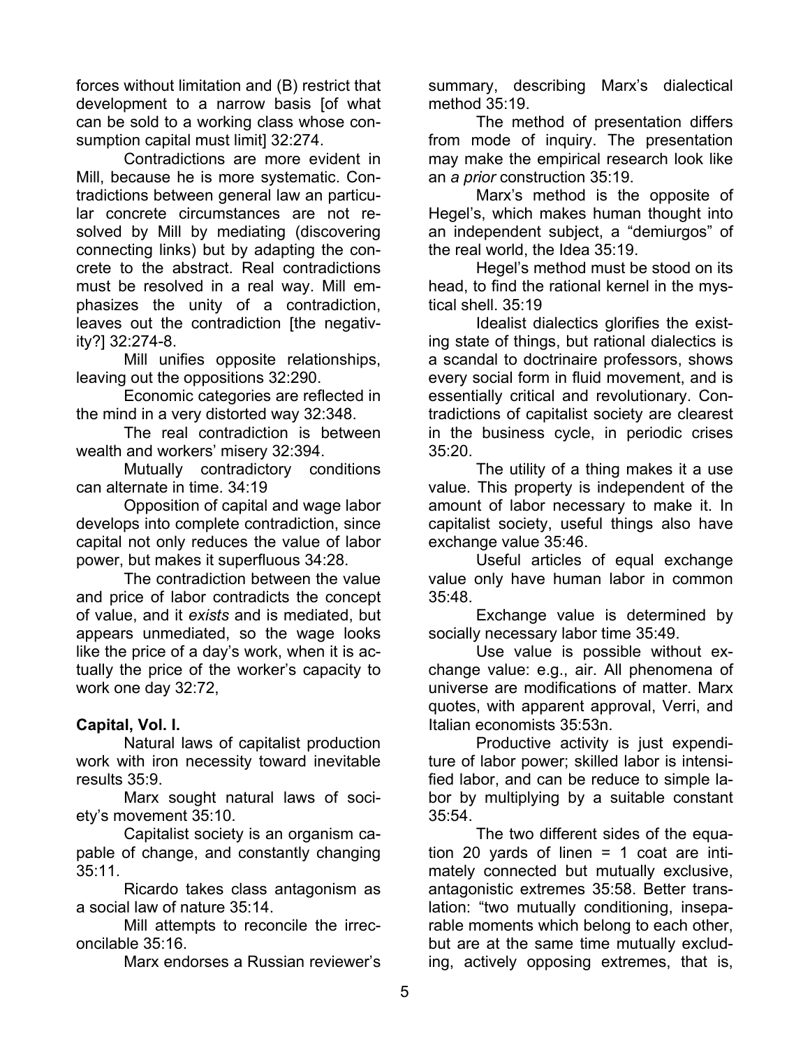forces without limitation and (B) restrict that development to a narrow basis [of what can be sold to a working class whose consumption capital must limit] 32:274.

Contradictions are more evident in Mill, because he is more systematic. Contradictions between general law an particular concrete circumstances are not resolved by Mill by mediating (discovering connecting links) but by adapting the concrete to the abstract. Real contradictions must be resolved in a real way. Mill emphasizes the unity of a contradiction, leaves out the contradiction [the negativity?] 32:274-8.

Mill unifies opposite relationships, leaving out the oppositions 32:290.

Economic categories are reflected in the mind in a very distorted way 32:348.

The real contradiction is between wealth and workers' misery 32:394.

Mutually contradictory conditions can alternate in time. 34:19

Opposition of capital and wage labor develops into complete contradiction, since capital not only reduces the value of labor power, but makes it superfluous 34:28.

The contradiction between the value and price of labor contradicts the concept of value, and it *exists* and is mediated, but appears unmediated, so the wage looks like the price of a day's work, when it is actually the price of the worker's capacity to work one day 32:72,

**Capital, Vol. I.**

Natural laws of capitalist production work with iron necessity toward inevitable results 35:9.

Marx sought natural laws of society's movement 35:10.

Capitalist society is an organism capable of change, and constantly changing 35:11.

Ricardo takes class antagonism as a social law of nature 35:14.

Mill attempts to reconcile the irreconcilable 35:16.

Marx endorses a Russian reviewer's summary, describing Marx's dialectical method 35:19.

The method of presentation differs from mode of inquiry. The presentation may make the empirical research look like an *a prior* construction 35:19.

Marx's method is the opposite of Hegel's, which makes human thought into an independent subject, a "demiurgos" of the real world, the Idea 35:19.

Hegel's method must be stood on its head, to find the rational kernel in the mystical shell. 35:19

Idealist dialectics glorifies the existing state of things, but rational dialectics is a scandal to doctrinaire professors, shows every social form in fluid movement, and is essentially critical and revolutionary. Contradictions of capitalist society are clearest in the business cycle, in periodic crises 35:20.

The utility of a thing makes it a use value. This property is independent of the amount of labor necessary to make it. In capitalist society, useful things also have exchange value 35:46.

Useful articles of equal exchange value only have human labor in common 35:48.

Exchange value is determined by socially necessary labor time 35:49.

Use value is possible without exchange value: e.g., air. All phenomena of universe are modifications of matter. Marx quotes, with apparent approval, Verri, and Italian economists 35:53n.

Productive activity is just expenditure of labor power; skilled labor is intensified labor, and can be reduce to simple labor by multiplying by a suitable constant 35:54.

The two different sides of the equation 20 yards of linen = 1 coat are intimately connected but mutually exclusive, antagonistic extremes 35:58. Better translation: "two mutually conditioning, inseparable moments which belong to each other, but are at the same time mutually excluding, actively opposing extremes, that is,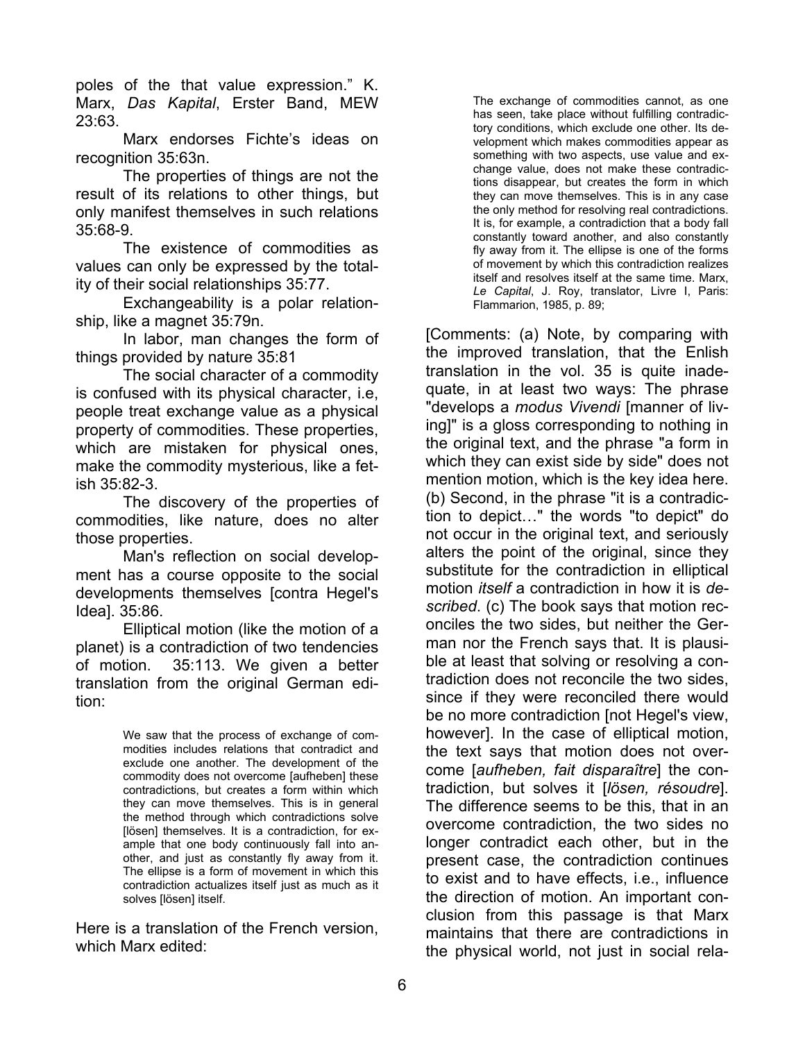poles of the that value expression." K. Marx, *Das Kapital*, Erster Band, MEW 23:63.

Marx endorses Fichte's ideas on recognition 35:63n.

The properties of things are not the result of its relations to other things, but only manifest themselves in such relations 35:68-9.

The existence of commodities as values can only be expressed by the totality of their social relationships 35:77.

Exchangeability is a polar relationship, like a magnet 35:79n.

In labor, man changes the form of things provided by nature 35:81

The social character of a commodity is confused with its physical character, i.e, people treat exchange value as a physical property of commodities. These properties, which are mistaken for physical ones, make the commodity mysterious, like a fetish 35:82-3.

The discovery of the properties of commodities, like nature, does no alter those properties.

Man's reflection on social development has a course opposite to the social developments themselves [contra Hegel's Idea]. 35:86.

Elliptical motion (like the motion of a planet) is a contradiction of two tendencies of motion. 35:113. We given a better translation from the original German edition:

> We saw that the process of exchange of commodities includes relations that contradict and exclude one another. The development of the commodity does not overcome [aufheben] these contradictions, but creates a form within which they can move themselves. This is in general the method through which contradictions solve [lösen] themselves. It is a contradiction, for example that one body continuously fall into another, and just as constantly fly away from it. The ellipse is a form of movement in which this contradiction actualizes itself just as much as it solves [lösen] itself.

Here is a translation of the French version, which Marx edited:

> The exchange of commodities cannot, as one has seen, take place without fulfilling contradictory conditions, which exclude one other. Its development which makes commodities appear as something with two aspects, use value and exchange value, does not make these contradictions disappear, but creates the form in which they can move themselves. This is in any case the only method for resolving real contradictions. It is, for example, a contradiction that a body fall constantly toward another, and also constantly fly away from it. The ellipse is one of the forms of movement by which this contradiction realizes itself and resolves itself at the same time. Marx, *Le Capital*, J. Roy, translator, Livre I, Paris: Flammarion, 1985, p. 89;

[Comments: (a) Note, by comparing with the improved translation, that the Enlish translation in the vol. 35 is quite inadequate, in at least two ways: The phrase "develops a *modus Vivendi* [manner of living]" is a gloss corresponding to nothing in the original text, and the phrase "a form in which they can exist side by side" does not mention motion, which is the key idea here. (b) Second, in the phrase "it is a contradiction to depict…" the words "to depict" do not occur in the original text, and seriously alters the point of the original, since they substitute for the contradiction in elliptical motion *itself* a contradiction in how it is *described*. (c) The book says that motion reconciles the two sides, but neither the German nor the French says that. It is plausible at least that solving or resolving a contradiction does not reconcile the two sides, since if they were reconciled there would be no more contradiction [not Hegel's view, however]. In the case of elliptical motion, the text says that motion does not overcome [*aufheben, fait disparaître*] the contradiction, but solves it [*lösen, résoudre*]. The difference seems to be this, that in an overcome contradiction, the two sides no longer contradict each other, but in the present case, the contradiction continues to exist and to have effects, i.e., influence the direction of motion. An important conclusion from this passage is that Marx maintains that there are contradictions in the physical world, not just in social rela-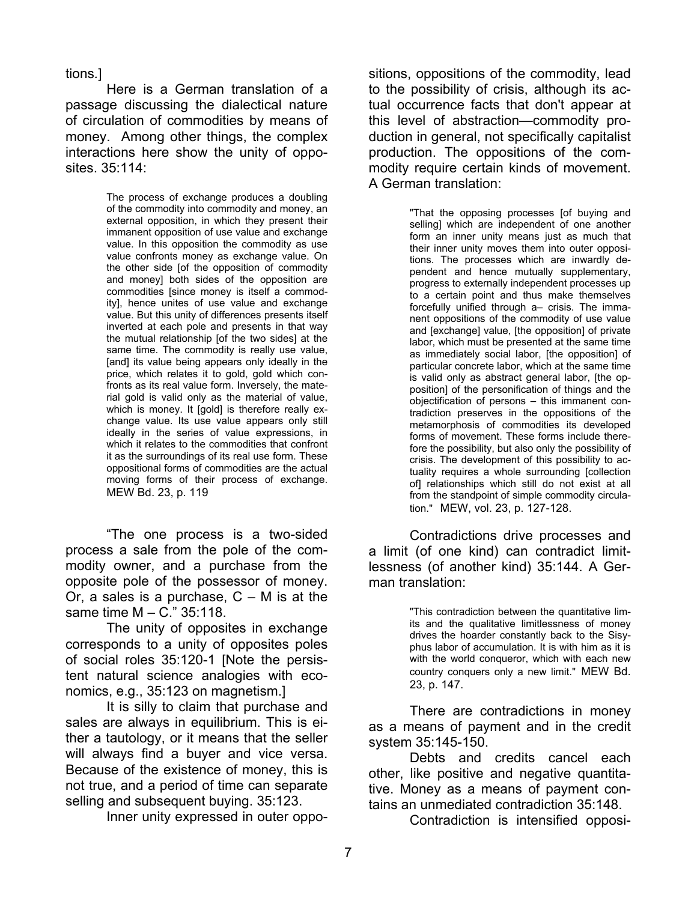tions.]

Here is a German translation of a passage discussing the dialectical nature of circulation of commodities by means of money. Among other things, the complex interactions here show the unity of opposites. 35:114:

> The process of exchange produces a doubling of the commodity into commodity and money, an external opposition, in which they present their immanent opposition of use value and exchange value. In this opposition the commodity as use value confronts money as exchange value. On the other side [of the opposition of commodity and money] both sides of the opposition are commodities [since money is itself a commodity], hence unites of use value and exchange value. But this unity of differences presents itself inverted at each pole and presents in that way the mutual relationship [of the two sides] at the same time. The commodity is really use value, [and] its value being appears only ideally in the price, which relates it to gold, gold which confronts as its real value form. Inversely, the material gold is valid only as the material of value, which is money. It [gold] is therefore really exchange value. Its use value appears only still ideally in the series of value expressions, in which it relates to the commodities that confront it as the surroundings of its real use form. These oppositional forms of commodities are the actual moving forms of their process of exchange. MEW Bd. 23, p. 119

"The one process is a two-sided process a sale from the pole of the commodity owner, and a purchase from the opposite pole of the possessor of money. Or, a sales is a purchase, C – M is at the same time M – C." 35:118.

The unity of opposites in exchange corresponds to a unity of opposites poles of social roles 35:120-1 [Note the persistent natural science analogies with economics, e.g., 35:123 on magnetism.]

It is silly to claim that purchase and sales are always in equilibrium. This is either a tautology, or it means that the seller will always find a buyer and vice versa. Because of the existence of money, this is not true, and a period of time can separate selling and subsequent buying. 35:123.

Inner unity expressed in outer oppositions, oppositions of the commodity, lead to the possibility of crisis, although its actual occurrence facts that don't appear at this level of abstraction—commodity production in general, not specifically capitalist production. The oppositions of the commodity require certain kinds of movement. A German translation:

> "That the opposing processes [of buying and selling] which are independent of one another form an inner unity means just as much that their inner unity moves them into outer oppositions. The processes which are inwardly dependent and hence mutually supplementary, progress to externally independent processes up to a certain point and thus make themselves forcefully unified through a– crisis. The immanent oppositions of the commodity of use value and [exchange] value, [the opposition] of private labor, which must be presented at the same time as immediately social labor, [the opposition] of particular concrete labor, which at the same time is valid only as abstract general labor, [the opposition] of the personification of things and the objectification of persons – this immanent contradiction preserves in the oppositions of the metamorphosis of commodities its developed forms of movement. These forms include therefore the possibility, but also only the possibility of crisis. The development of this possibility to actuality requires a whole surrounding [collection of] relationships which still do not exist at all from the standpoint of simple commodity circulation." MEW, vol. 23, p. 127-128.

Contradictions drive processes and a limit (of one kind) can contradict limitlessness (of another kind) 35:144. A German translation:

> "This contradiction between the quantitative limits and the qualitative limitlessness of money drives the hoarder constantly back to the Sisyphus labor of accumulation. It is with him as it is with the world conqueror, which with each new country conquers only a new limit." MEW Bd. 23, p. 147.

There are contradictions in money as a means of payment and in the credit system 35:145-150.

Debts and credits cancel each other, like positive and negative quantitative. Money as a means of payment contains an unmediated contradiction 35:148.

Contradiction is intensified opposi-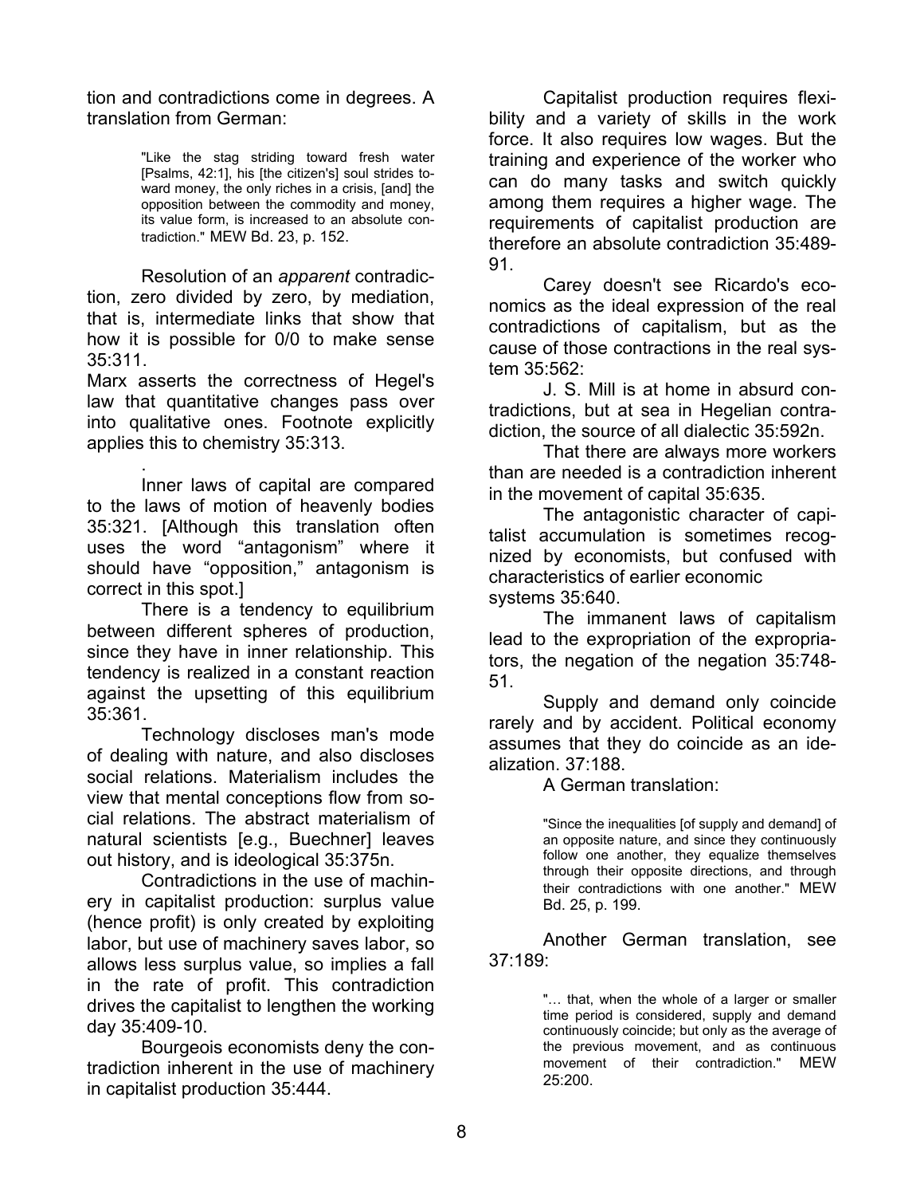tion and contradictions come in degrees. A translation from German:

> "Like the stag striding toward fresh water [Psalms, 42:1], his [the citizen's] soul strides toward money, the only riches in a crisis, [and] the opposition between the commodity and money, its value form, is increased to an absolute contradiction." MEW Bd. 23, p. 152.

Resolution of an *apparent* contradiction, zero divided by zero, by mediation, that is, intermediate links that show that how it is possible for 0/0 to make sense 35:311.

Marx asserts the correctness of Hegel's law that quantitative changes pass over into qualitative ones. Footnote explicitly applies this to chemistry 35:313.

.

Inner laws of capital are compared to the laws of motion of heavenly bodies 35:321. [Although this translation often uses the word "antagonism" where it should have "opposition," antagonism is correct in this spot.]

There is a tendency to equilibrium between different spheres of production, since they have in inner relationship. This tendency is realized in a constant reaction against the upsetting of this equilibrium 35:361.

Technology discloses man's mode of dealing with nature, and also discloses social relations. Materialism includes the view that mental conceptions flow from social relations. The abstract materialism of natural scientists [e.g., Buechner] leaves out history, and is ideological 35:375n.

Contradictions in the use of machinery in capitalist production: surplus value (hence profit) is only created by exploiting labor, but use of machinery saves labor, so allows less surplus value, so implies a fall in the rate of profit. This contradiction drives the capitalist to lengthen the working day 35:409-10.

Bourgeois economists deny the contradiction inherent in the use of machinery in capitalist production 35:444.

Capitalist production requires flexibility and a variety of skills in the work force. It also requires low wages. But the training and experience of the worker who can do many tasks and switch quickly among them requires a higher wage. The requirements of capitalist production are therefore an absolute contradiction 35:489-91.

Carey doesn't see Ricardo's economics as the ideal expression of the real contradictions of capitalism, but as the cause of those contractions in the real system 35:562:

J. S. Mill is at home in absurd contradictions, but at sea in Hegelian contradiction, the source of all dialectic 35:592n.

That there are always more workers than are needed is a contradiction inherent in the movement of capital 35:635.

The antagonistic character of capitalist accumulation is sometimes recognized by economists, but confused with characteristics of earlier economic systems 35:640.

The immanent laws of capitalism lead to the expropriation of the expropriators, the negation of the negation 35:748-51.

Supply and demand only coincide rarely and by accident. Political economy assumes that they do coincide as an idealization. 37:188.

A German translation:

> "Since the inequalities [of supply and demand] of an opposite nature, and since they continuously follow one another, they equalize themselves through their opposite directions, and through their contradictions with one another." MEW Bd. 25, p. 199.

Another German translation, see 37:189:

> "… that, when the whole of a larger or smaller time period is considered, supply and demand continuously coincide; but only as the average of the previous movement, and as continuous movement of their contradiction." MEW 25:200.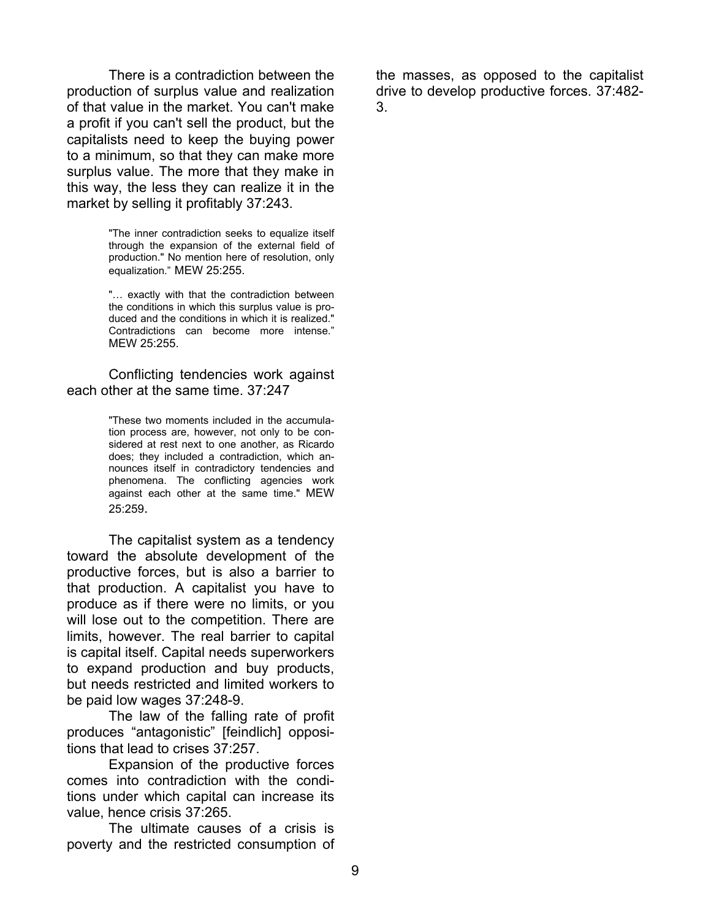There is a contradiction between the production of surplus value and realization of that value in the market. You can't make a profit if you can't sell the product, but the capitalists need to keep the buying power to a minimum, so that they can make more surplus value. The more that they make in this way, the less they can realize it in the market by selling it profitably 37:243.

> "The inner contradiction seeks to equalize itself through the expansion of the external field of production." No mention here of resolution, only equalization." MEW 25:255.

> "… exactly with that the contradiction between the conditions in which this surplus value is produced and the conditions in which it is realized." Contradictions can become more intense." MEW 25:255.

Conflicting tendencies work against each other at the same time. 37:247

> "These two moments included in the accumulation process are, however, not only to be considered at rest next to one another, as Ricardo does; they included a contradiction, which announces itself in contradictory tendencies and phenomena. The conflicting agencies work against each other at the same time." MEW 25:259.

The capitalist system as a tendency toward the absolute development of the productive forces, but is also a barrier to that production. A capitalist you have to produce as if there were no limits, or you will lose out to the competition. There are limits, however. The real barrier to capital is capital itself. Capital needs superworkers to expand production and buy products, but needs restricted and limited workers to be paid low wages 37:248-9.

The law of the falling rate of profit produces "antagonistic" [feindlich] oppositions that lead to crises 37:257.

Expansion of the productive forces comes into contradiction with the conditions under which capital can increase its value, hence crisis 37:265.

The ultimate causes of a crisis is poverty and the restricted consumption of the masses, as opposed to the capitalist drive to develop productive forces. 37:482-3.